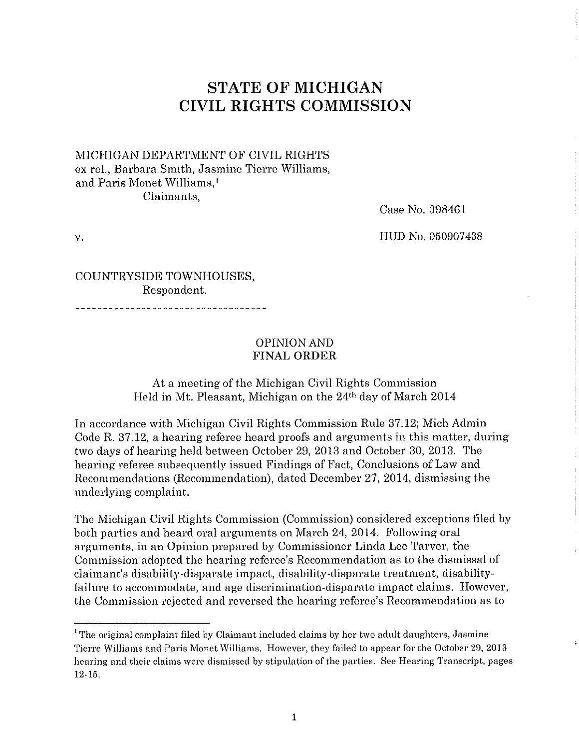# STATE OF MICHIGAN
# CIVIL RIGHTS COMMISSION

MICHIGAN DEPARTMENT OF CIVIL RIGHTS
ex rel., Barbara Smith, Jasmine Tierre Williams,
and Paris Monet Williams,[1]
Claimants,

Case No. 398461

v.

HUD No. 050907438

COUNTRYSIDE TOWNHOUSES,
Respondent.

---

OPINION AND
FINAL ORDER

At a meeting of the Michigan Civil Rights Commission
Held in Mt. Pleasant, Michigan on the 24th day of March 2014

In accordance with Michigan Civil Rights Commission Rule 37.12; Mich Admin Code R. 37.12, a hearing referee heard proofs and arguments in this matter, during two days of hearing held between October 29, 2013 and October 30, 2013. The hearing referee subsequently issued Findings of Fact, Conclusions of Law and Recommendations (Recommendation), dated December 27, 2014, dismissing the underlying complaint.

The Michigan Civil Rights Commission (Commission) considered exceptions filed by both parties and heard oral arguments on March 24, 2014. Following oral arguments, in an Opinion prepared by Commissioner Linda Lee Tarver, the Commission adopted the hearing referee's Recommendation as to the dismissal of claimant's disability-disparate impact, disability-disparate treatment, disability-failure to accommodate, and age discrimination-disparate impact claims. However, the Commission rejected and reversed the hearing referee's Recommendation as to

---

[1] The original complaint filed by Claimant included claims by her two adult daughters, Jasmine Tierre Williams and Paris Monet Williams. However, they failed to appear for the October 29, 2013 hearing and their claims were dismissed by stipulation of the parties. See Hearing Transcript, pages 12-15.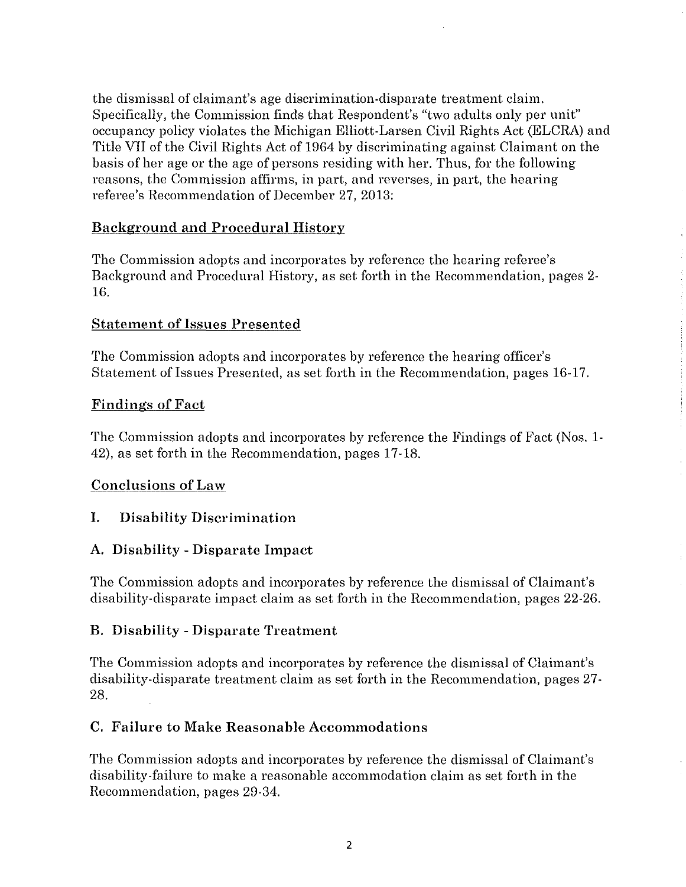the dismissal of claimant's age discrimination-disparate treatment claim. Specifically, the Commission finds that Respondent's "two adults only per unit" occupancy policy violates the Michigan Elliott-Larsen Civil Rights Act (ELCRA) and Title VII of the Civil Rights Act of 1964 by discriminating against Claimant on the basis of her age or the age of persons residing with her. Thus, for the following reasons, the Commission affirms, in part, and reverses, in part, the hearing referee's Recommendation of December 27, 2013:

## Background and Procedural History

The Commission adopts and incorporates by reference the hearing referee's Background and Procedural History, as set forth in the Recommendation, pages 2-16.

## Statement of Issues Presented

The Commission adopts and incorporates by reference the hearing officer's Statement of Issues Presented, as set forth in the Recommendation, pages 16-17.

## Findings of Fact

The Commission adopts and incorporates by reference the Findings of Fact (Nos. 1-42), as set forth in the Recommendation, pages 17-18.

## Conclusions of Law

### I. Disability Discrimination

### A. Disability - Disparate Impact

The Commission adopts and incorporates by reference the dismissal of Claimant's disability-disparate impact claim as set forth in the Recommendation, pages 22-26.

### B. Disability - Disparate Treatment

The Commission adopts and incorporates by reference the dismissal of Claimant's disability-disparate treatment claim as set forth in the Recommendation, pages 27-28.

### C. Failure to Make Reasonable Accommodations

The Commission adopts and incorporates by reference the dismissal of Claimant's disability-failure to make a reasonable accommodation claim as set forth in the Recommendation, pages 29-34.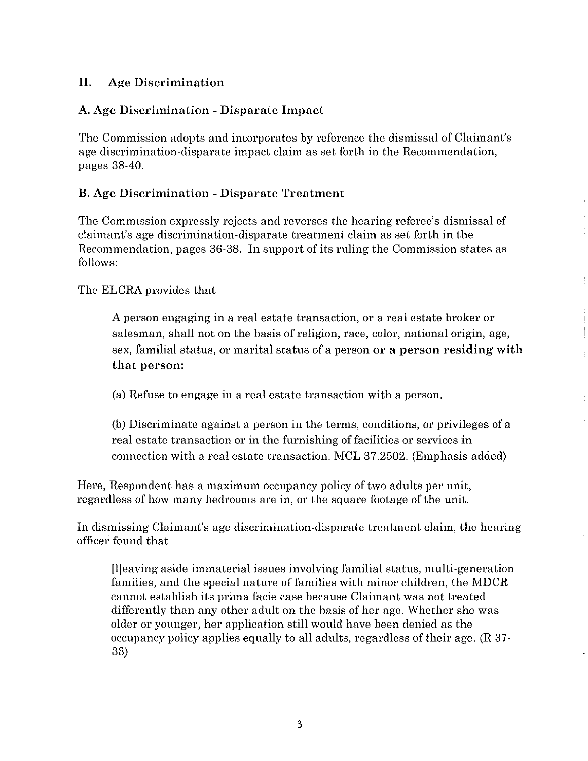## II. Age Discrimination

### A. Age Discrimination - Disparate Impact

The Commission adopts and incorporates by reference the dismissal of Claimant's age discrimination-disparate impact claim as set forth in the Recommendation, pages 38-40.

### B. Age Discrimination - Disparate Treatment

The Commission expressly rejects and reverses the hearing referee's dismissal of claimant's age discrimination-disparate treatment claim as set forth in the Recommendation, pages 36-38. In support of its ruling the Commission states as follows:

The ELCRA provides that

> A person engaging in a real estate transaction, or a real estate broker or salesman, shall not on the basis of religion, race, color, national origin, age, sex, familial status, or marital status of a person **or a person residing with that person:**
>
> (a) Refuse to engage in a real estate transaction with a person.
>
> (b) Discriminate against a person in the terms, conditions, or privileges of a real estate transaction or in the furnishing of facilities or services in connection with a real estate transaction. MCL 37.2502. (Emphasis added)

Here, Respondent has a maximum occupancy policy of two adults per unit, regardless of how many bedrooms are in, or the square footage of the unit.

In dismissing Claimant's age discrimination-disparate treatment claim, the hearing officer found that

> [l]eaving aside immaterial issues involving familial status, multi-generation families, and the special nature of families with minor children, the MDCR cannot establish its prima facie case because Claimant was not treated differently than any other adult on the basis of her age. Whether she was older or younger, her application still would have been denied as the occupancy policy applies equally to all adults, regardless of their age. (R 37-38)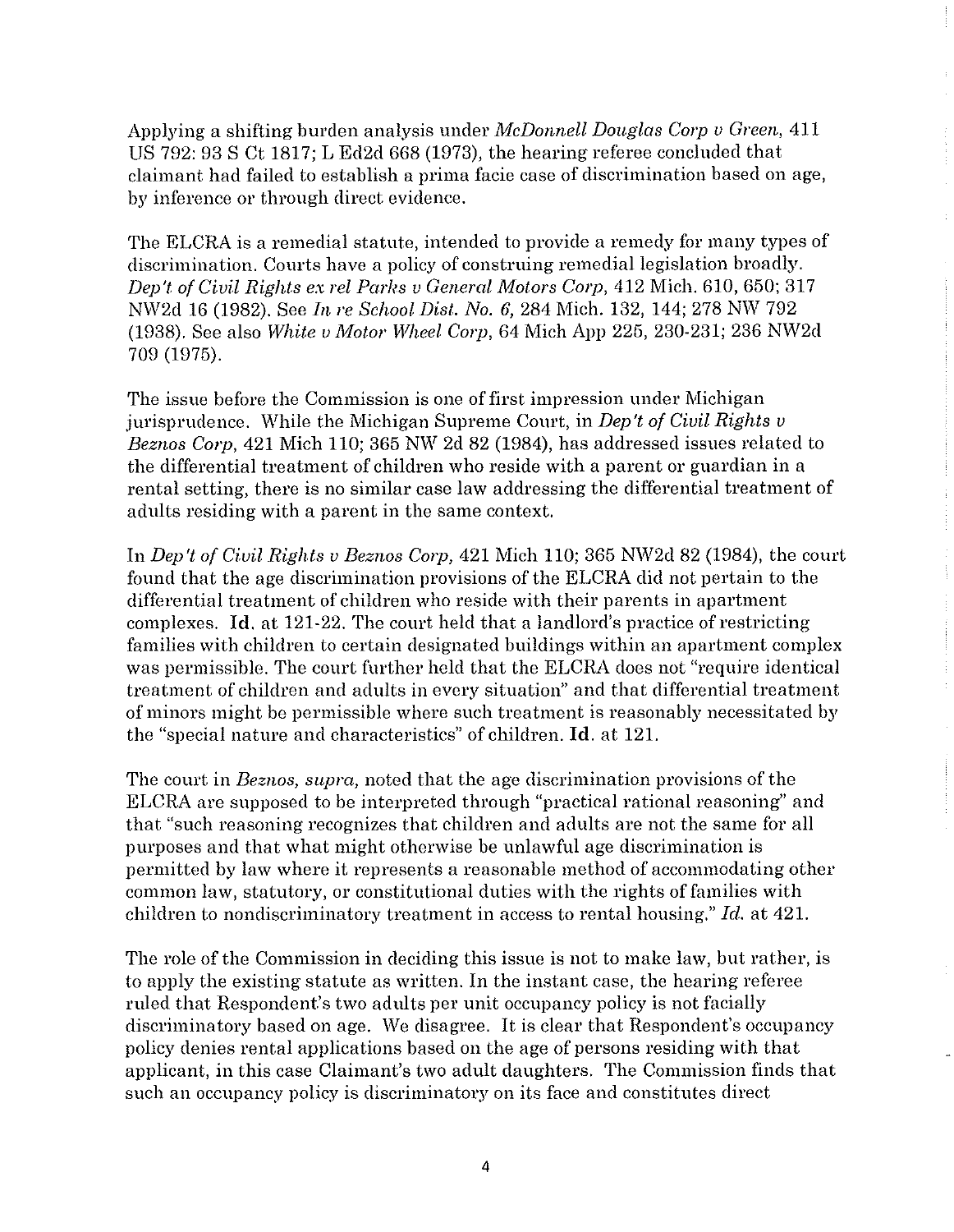Applying a shifting burden analysis under *McDonnell Douglas Corp v Green*, 411 US 792: 93 S Ct 1817; L Ed2d 668 (1973), the hearing referee concluded that claimant had failed to establish a prima facie case of discrimination based on age, by inference or through direct evidence.

The ELCRA is a remedial statute, intended to provide a remedy for many types of discrimination. Courts have a policy of construing remedial legislation broadly. *Dep't of Civil Rights ex rel Parks v General Motors Corp*, 412 Mich. 610, 650; 317 NW2d 16 (1982). See *In re School Dist. No. 6*, 284 Mich. 132, 144; 278 NW 792 (1938). See also *White v Motor Wheel Corp*, 64 Mich App 225, 230-231; 236 NW2d 709 (1975).

The issue before the Commission is one of first impression under Michigan jurisprudence. While the Michigan Supreme Court, in *Dep't of Civil Rights v Beznos Corp*, 421 Mich 110; 365 NW 2d 82 (1984), has addressed issues related to the differential treatment of children who reside with a parent or guardian in a rental setting, there is no similar case law addressing the differential treatment of adults residing with a parent in the same context.

In *Dep't of Civil Rights v Beznos Corp*, 421 Mich 110; 365 NW2d 82 (1984), the court found that the age discrimination provisions of the ELCRA did not pertain to the differential treatment of children who reside with their parents in apartment complexes. **Id.** at 121-22. The court held that a landlord's practice of restricting families with children to certain designated buildings within an apartment complex was permissible. The court further held that the ELCRA does not "require identical treatment of children and adults in every situation" and that differential treatment of minors might be permissible where such treatment is reasonably necessitated by the "special nature and characteristics" of children. **Id.** at 121.

The court in *Beznos, supra,* noted that the age discrimination provisions of the ELCRA are supposed to be interpreted through "practical rational reasoning" and that "such reasoning recognizes that children and adults are not the same for all purposes and that what might otherwise be unlawful age discrimination is permitted by law where it represents a reasonable method of accommodating other common law, statutory, or constitutional duties with the rights of families with children to nondiscriminatory treatment in access to rental housing." *Id.* at 421.

The role of the Commission in deciding this issue is not to make law, but rather, is to apply the existing statute as written. In the instant case, the hearing referee ruled that Respondent's two adults per unit occupancy policy is not facially discriminatory based on age. We disagree. It is clear that Respondent's occupancy policy denies rental applications based on the age of persons residing with that applicant, in this case Claimant's two adult daughters. The Commission finds that such an occupancy policy is discriminatory on its face and constitutes direct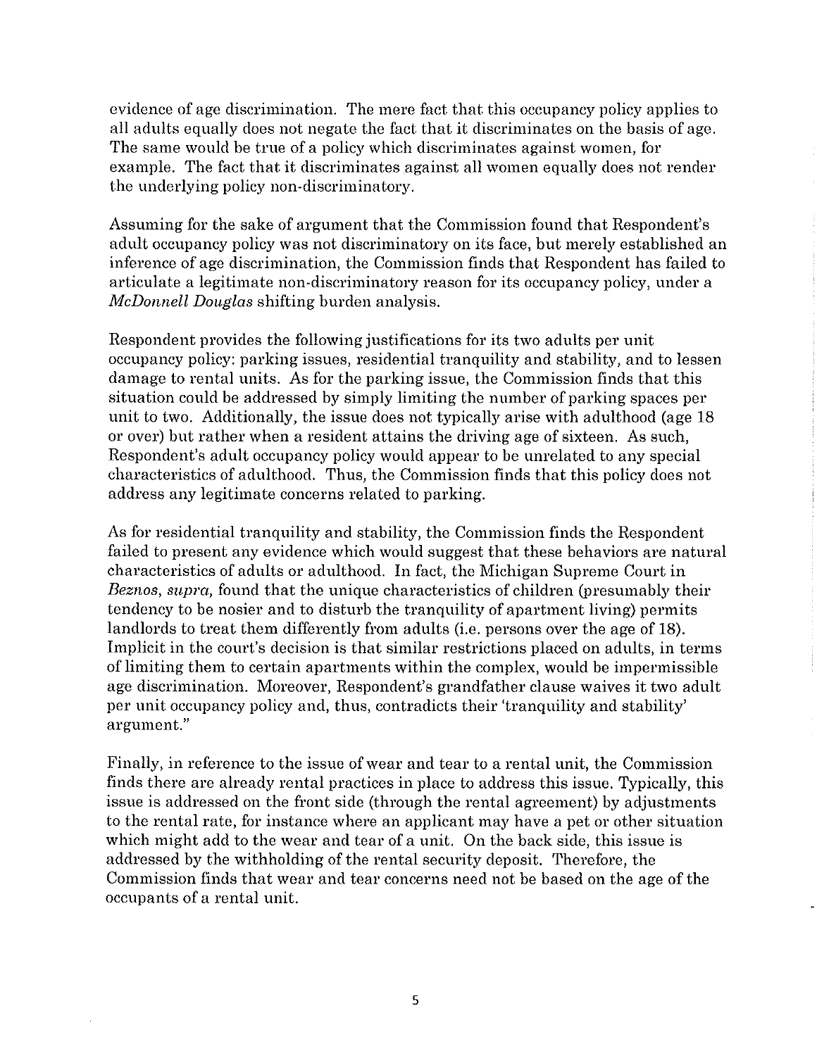evidence of age discrimination. The mere fact that this occupancy policy applies to all adults equally does not negate the fact that it discriminates on the basis of age. The same would be true of a policy which discriminates against women, for example. The fact that it discriminates against all women equally does not render the underlying policy non-discriminatory.

Assuming for the sake of argument that the Commission found that Respondent's adult occupancy policy was not discriminatory on its face, but merely established an inference of age discrimination, the Commission finds that Respondent has failed to articulate a legitimate non-discriminatory reason for its occupancy policy, under a *McDonnell Douglas* shifting burden analysis.

Respondent provides the following justifications for its two adults per unit occupancy policy: parking issues, residential tranquility and stability, and to lessen damage to rental units. As for the parking issue, the Commission finds that this situation could be addressed by simply limiting the number of parking spaces per unit to two. Additionally, the issue does not typically arise with adulthood (age 18 or over) but rather when a resident attains the driving age of sixteen. As such, Respondent's adult occupancy policy would appear to be unrelated to any special characteristics of adulthood. Thus, the Commission finds that this policy does not address any legitimate concerns related to parking.

As for residential tranquility and stability, the Commission finds the Respondent failed to present any evidence which would suggest that these behaviors are natural characteristics of adults or adulthood. In fact, the Michigan Supreme Court in *Beznos, supra,* found that the unique characteristics of children (presumably their tendency to be nosier and to disturb the tranquility of apartment living) permits landlords to treat them differently from adults (i.e. persons over the age of 18). Implicit in the court's decision is that similar restrictions placed on adults, in terms of limiting them to certain apartments within the complex, would be impermissible age discrimination. Moreover, Respondent's grandfather clause waives it two adult per unit occupancy policy and, thus, contradicts their 'tranquility and stability' argument."

Finally, in reference to the issue of wear and tear to a rental unit, the Commission finds there are already rental practices in place to address this issue. Typically, this issue is addressed on the front side (through the rental agreement) by adjustments to the rental rate, for instance where an applicant may have a pet or other situation which might add to the wear and tear of a unit. On the back side, this issue is addressed by the withholding of the rental security deposit. Therefore, the Commission finds that wear and tear concerns need not be based on the age of the occupants of a rental unit.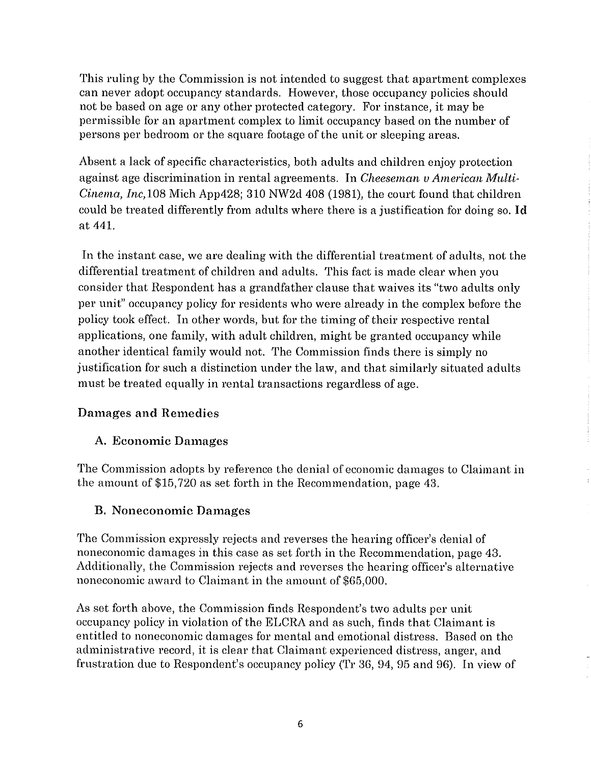This ruling by the Commission is not intended to suggest that apartment complexes can never adopt occupancy standards. However, those occupancy policies should not be based on age or any other protected category. For instance, it may be permissible for an apartment complex to limit occupancy based on the number of persons per bedroom or the square footage of the unit or sleeping areas.

Absent a lack of specific characteristics, both adults and children enjoy protection against age discrimination in rental agreements. In *Cheeseman v American Multi-Cinema, Inc,*108 Mich App428; 310 NW2d 408 (1981), the court found that children could be treated differently from adults where there is a justification for doing so. **Id** at 441.

In the instant case, we are dealing with the differential treatment of adults, not the differential treatment of children and adults. This fact is made clear when you consider that Respondent has a grandfather clause that waives its "two adults only per unit" occupancy policy for residents who were already in the complex before the policy took effect. In other words, but for the timing of their respective rental applications, one family, with adult children, might be granted occupancy while another identical family would not. The Commission finds there is simply no justification for such a distinction under the law, and that similarly situated adults must be treated equally in rental transactions regardless of age.

## Damages and Remedies

### A. Economic Damages

The Commission adopts by reference the denial of economic damages to Claimant in the amount of $15,720 as set forth in the Recommendation, page 43.

### B. Noneconomic Damages

The Commission expressly rejects and reverses the hearing officer's denial of noneconomic damages in this case as set forth in the Recommendation, page 43. Additionally, the Commission rejects and reverses the hearing officer's alternative noneconomic award to Claimant in the amount of $65,000.

As set forth above, the Commission finds Respondent's two adults per unit occupancy policy in violation of the ELCRA and as such, finds that Claimant is entitled to noneconomic damages for mental and emotional distress. Based on the administrative record, it is clear that Claimant experienced distress, anger, and frustration due to Respondent's occupancy policy (Tr 36, 94, 95 and 96). In view of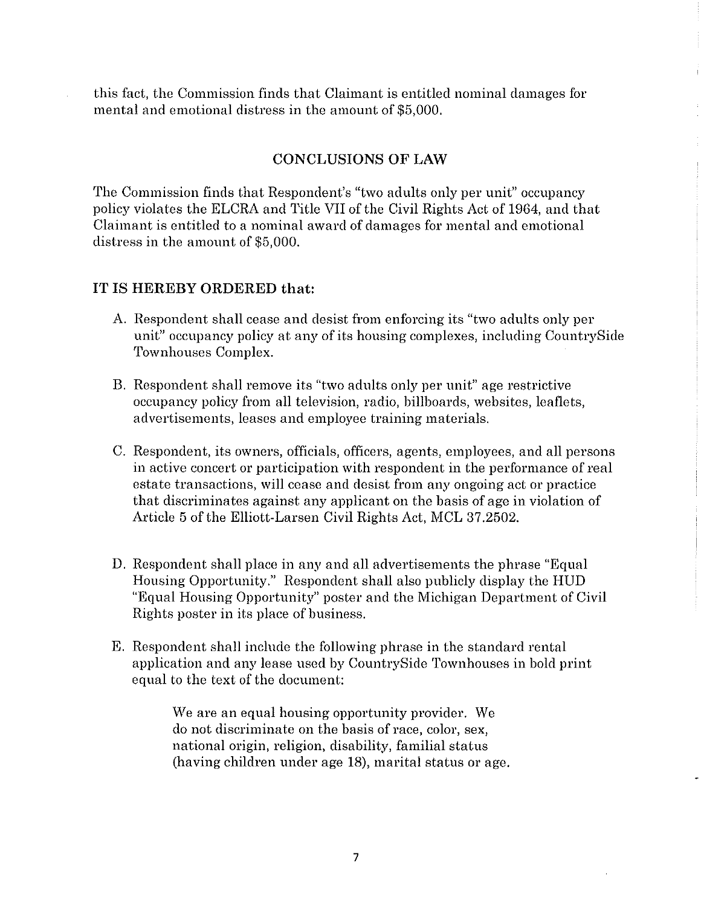this fact, the Commission finds that Claimant is entitled nominal damages for mental and emotional distress in the amount of $5,000.

## CONCLUSIONS OF LAW

The Commission finds that Respondent's "two adults only per unit" occupancy policy violates the ELCRA and Title VII of the Civil Rights Act of 1964, and that Claimant is entitled to a nominal award of damages for mental and emotional distress in the amount of $5,000.

**IT IS HEREBY ORDERED that:**

A. Respondent shall cease and desist from enforcing its "two adults only per unit" occupancy policy at any of its housing complexes, including CountrySide Townhouses Complex.

B. Respondent shall remove its "two adults only per unit" age restrictive occupancy policy from all television, radio, billboards, websites, leaflets, advertisements, leases and employee training materials.

C. Respondent, its owners, officials, officers, agents, employees, and all persons in active concert or participation with respondent in the performance of real estate transactions, will cease and desist from any ongoing act or practice that discriminates against any applicant on the basis of age in violation of Article 5 of the Elliott-Larsen Civil Rights Act, MCL 37.2502.

D. Respondent shall place in any and all advertisements the phrase "Equal Housing Opportunity." Respondent shall also publicly display the HUD "Equal Housing Opportunity" poster and the Michigan Department of Civil Rights poster in its place of business.

E. Respondent shall include the following phrase in the standard rental application and any lease used by CountrySide Townhouses in bold print equal to the text of the document:

> We are an equal housing opportunity provider. We do not discriminate on the basis of race, color, sex, national origin, religion, disability, familial status (having children under age 18), marital status or age.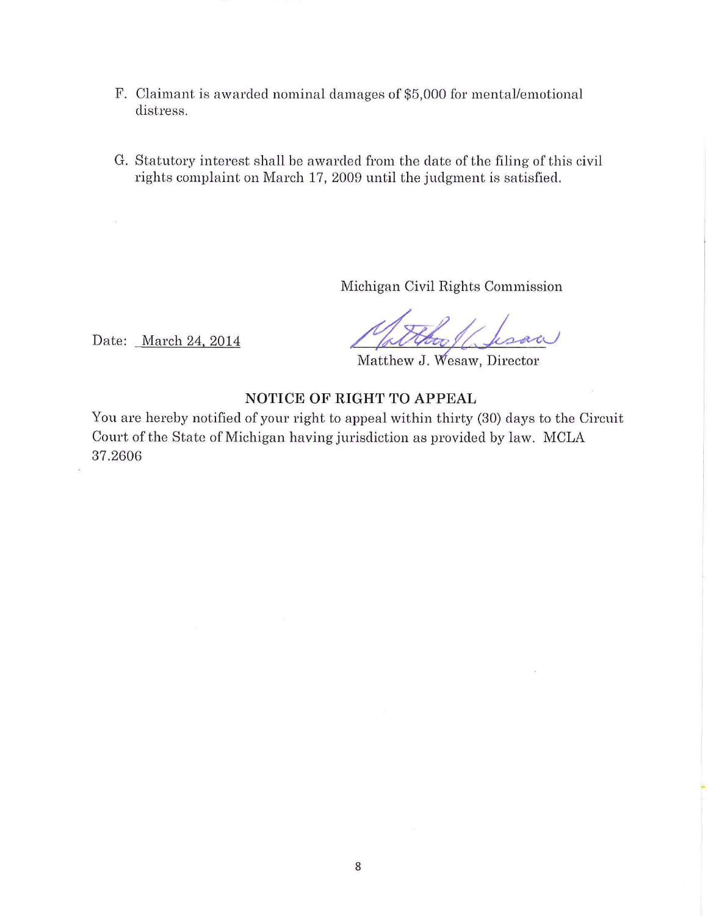F. Claimant is awarded nominal damages of $5,000 for mental/emotional distress.

G. Statutory interest shall be awarded from the date of the filing of this civil rights complaint on March 17, 2009 until the judgment is satisfied.

Michigan Civil Rights Commission

Date: March 24, 2014

Matthew J. Wesaw, Director

**NOTICE OF RIGHT TO APPEAL**

You are hereby notified of your right to appeal within thirty (30) days to the Circuit Court of the State of Michigan having jurisdiction as provided by law. MCLA 37.2606